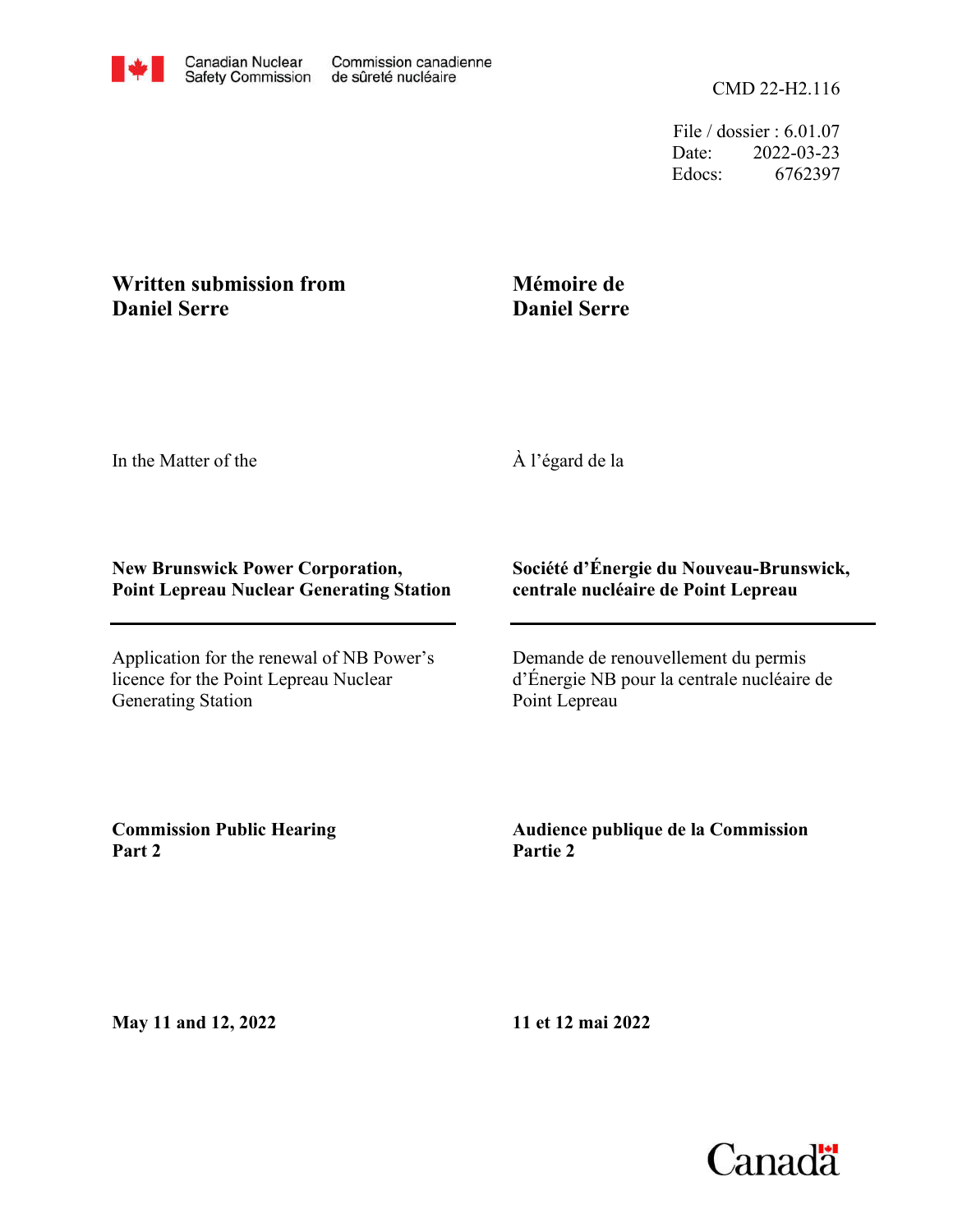Canadian Nuclear Safety Commission / Commission canadienne de sûreté nucléaire

CMD 22-H2.116

File / dossier : 6.01.07
Date: 2022-03-23
Edocs: 6762397

**Written submission from Daniel Serre**

**Mémoire de Daniel Serre**

In the Matter of the

À l'égard de la

**New Brunswick Power Corporation, Point Lepreau Nuclear Generating Station**

**Société d'Énergie du Nouveau-Brunswick, centrale nucléaire de Point Lepreau**

Application for the renewal of NB Power's licence for the Point Lepreau Nuclear Generating Station

Demande de renouvellement du permis d'Énergie NB pour la centrale nucléaire de Point Lepreau

**Commission Public Hearing Part 2**

**Audience publique de la Commission Partie 2**

**May 11 and 12, 2022**

**11 et 12 mai 2022**

Canada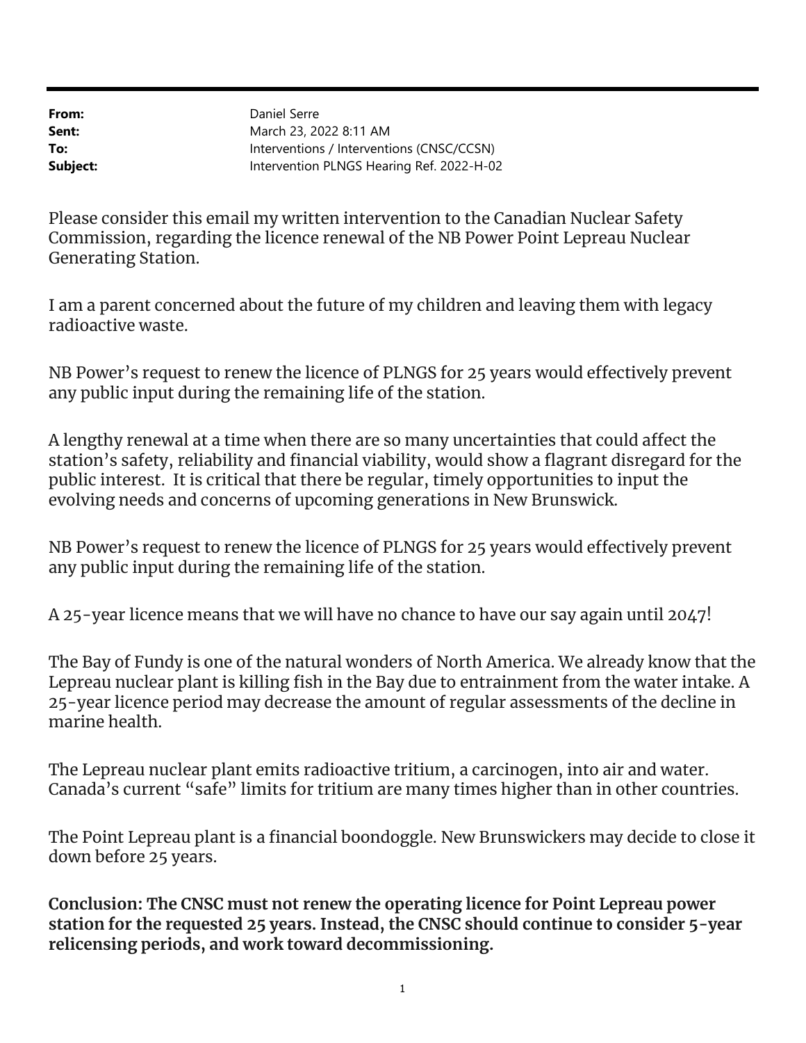| | |
|---|---|
| **From:** | Daniel Serre |
| **Sent:** | March 23, 2022 8:11 AM |
| **To:** | Interventions / Interventions (CNSC/CCSN) |
| **Subject:** | Intervention PLNGS Hearing Ref. 2022-H-02 |

Please consider this email my written intervention to the Canadian Nuclear Safety Commission, regarding the licence renewal of the NB Power Point Lepreau Nuclear Generating Station.

I am a parent concerned about the future of my children and leaving them with legacy radioactive waste.

NB Power's request to renew the licence of PLNGS for 25 years would effectively prevent any public input during the remaining life of the station.

A lengthy renewal at a time when there are so many uncertainties that could affect the station's safety, reliability and financial viability, would show a flagrant disregard for the public interest. It is critical that there be regular, timely opportunities to input the evolving needs and concerns of upcoming generations in New Brunswick.

NB Power's request to renew the licence of PLNGS for 25 years would effectively prevent any public input during the remaining life of the station.

A 25-year licence means that we will have no chance to have our say again until 2047!

The Bay of Fundy is one of the natural wonders of North America. We already know that the Lepreau nuclear plant is killing fish in the Bay due to entrainment from the water intake. A 25-year licence period may decrease the amount of regular assessments of the decline in marine health.

The Lepreau nuclear plant emits radioactive tritium, a carcinogen, into air and water. Canada's current "safe" limits for tritium are many times higher than in other countries.

The Point Lepreau plant is a financial boondoggle. New Brunswickers may decide to close it down before 25 years.

**Conclusion: The CNSC must not renew the operating licence for Point Lepreau power station for the requested 25 years. Instead, the CNSC should continue to consider 5-year relicensing periods, and work toward decommissioning.**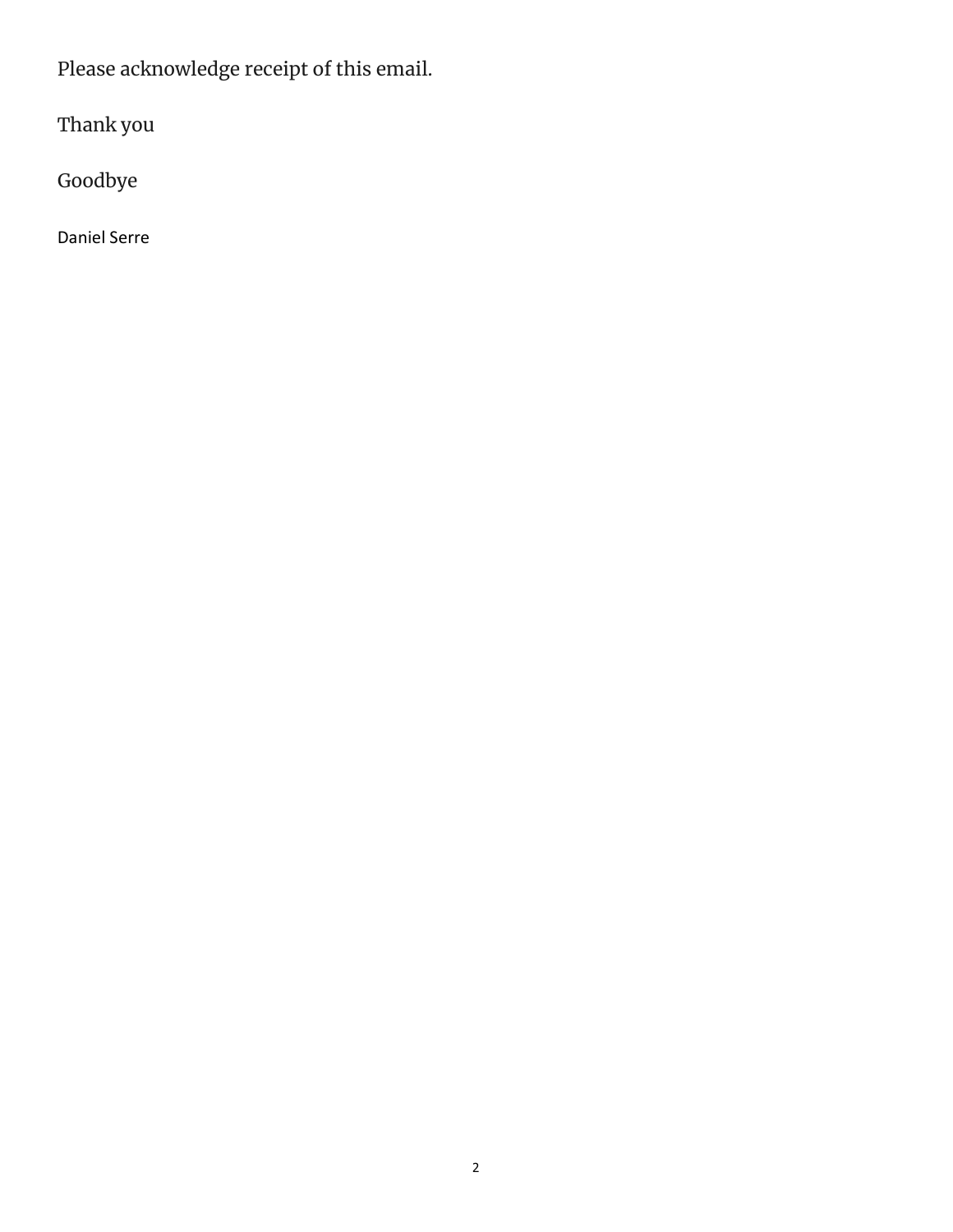Please acknowledge receipt of this email.

Thank you

Goodbye

Daniel Serre